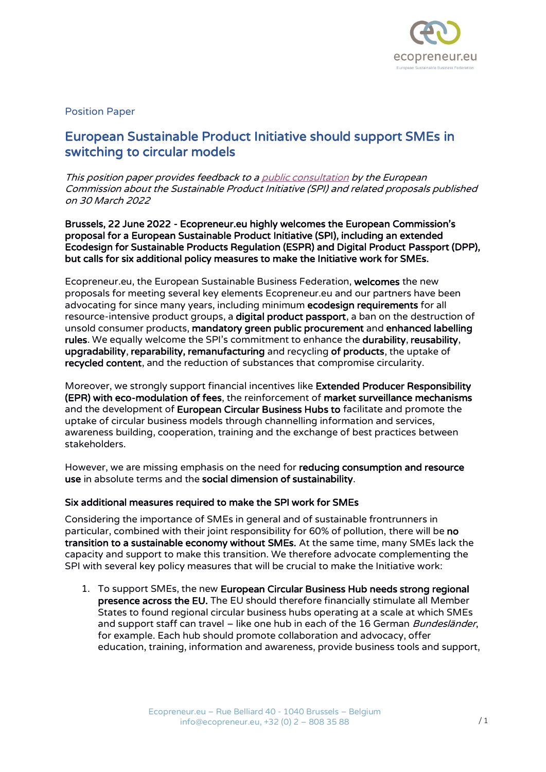Position Paper

# European Sustainable Product Initiative should support SMEs in switching to circular models

*This position paper provides feedback to a public consultation by the European Commission about the Sustainable Product Initiative (SPI) and related proposals published on 30 March 2022*

**Brussels, 22 June 2022 - Ecopreneur.eu highly welcomes the European Commission's proposal for a European Sustainable Product Initiative (SPI), including an extended Ecodesign for Sustainable Products Regulation (ESPR) and Digital Product Passport (DPP), but calls for six additional policy measures to make the Initiative work for SMEs.**

Ecopreneur.eu, the European Sustainable Business Federation, **welcomes** the new proposals for meeting several key elements Ecopreneur.eu and our partners have been advocating for since many years, including minimum **ecodesign requirements** for all resource-intensive product groups, a **digital product passport**, a ban on the destruction of unsold consumer products, **mandatory green public procurement** and **enhanced labelling rules**. We equally welcome the SPI's commitment to enhance the **durability**, **reusability**, **upgradability**, **reparability, remanufacturing** and recycling **of products**, the uptake of **recycled content**, and the reduction of substances that compromise circularity.

Moreover, we strongly support financial incentives like **Extended Producer Responsibility (EPR) with eco-modulation of fees**, the reinforcement of **market surveillance mechanisms** and the development of **European Circular Business Hubs to** facilitate and promote the uptake of circular business models through channelling information and services, awareness building, cooperation, training and the exchange of best practices between stakeholders.

However, we are missing emphasis on the need for **reducing consumption and resource use** in absolute terms and the **social dimension of sustainability**.

### Six additional measures required to make the SPI work for SMEs

Considering the importance of SMEs in general and of sustainable frontrunners in particular, combined with their joint responsibility for 60% of pollution, there will be **no transition to a sustainable economy without SMEs.** At the same time, many SMEs lack the capacity and support to make this transition. We therefore advocate complementing the SPI with several key policy measures that will be crucial to make the Initiative work:

1. To support SMEs, the new **European Circular Business Hub needs strong regional presence across the EU.** The EU should therefore financially stimulate all Member States to found regional circular business hubs operating at a scale at which SMEs and support staff can travel – like one hub in each of the 16 German *Bundesländer*, for example. Each hub should promote collaboration and advocacy, offer education, training, information and awareness, provide business tools and support,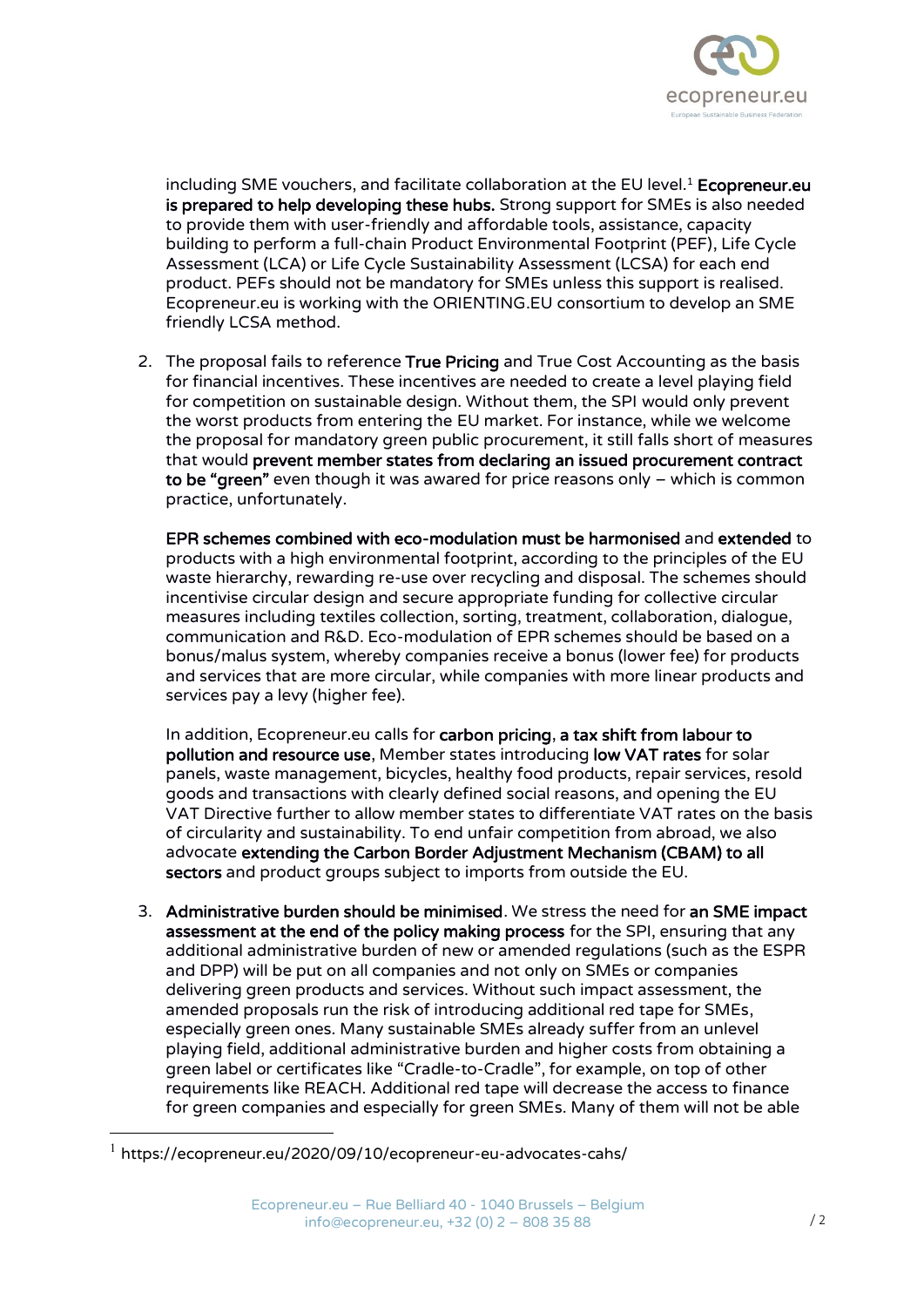including SME vouchers, and facilitate collaboration at the EU level.[1] **Ecopreneur.eu is prepared to help developing these hubs.** Strong support for SMEs is also needed to provide them with user-friendly and affordable tools, assistance, capacity building to perform a full-chain Product Environmental Footprint (PEF), Life Cycle Assessment (LCA) or Life Cycle Sustainability Assessment (LCSA) for each end product. PEFs should not be mandatory for SMEs unless this support is realised. Ecopreneur.eu is working with the ORIENTING.EU consortium to develop an SME friendly LCSA method.

2. The proposal fails to reference **True Pricing** and True Cost Accounting as the basis for financial incentives. These incentives are needed to create a level playing field for competition on sustainable design. Without them, the SPI would only prevent the worst products from entering the EU market. For instance, while we welcome the proposal for mandatory green public procurement, it still falls short of measures that would **prevent member states from declaring an issued procurement contract to be "green"** even though it was awarded for price reasons only – which is common practice, unfortunately.

   **EPR schemes combined with eco-modulation must be harmonised** and **extended** to products with a high environmental footprint, according to the principles of the EU waste hierarchy, rewarding re-use over recycling and disposal. The schemes should incentivise circular design and secure appropriate funding for collective circular measures including textiles collection, sorting, treatment, collaboration, dialogue, communication and R&D. Eco-modulation of EPR schemes should be based on a bonus/malus system, whereby companies receive a bonus (lower fee) for products and services that are more circular, while companies with more linear products and services pay a levy (higher fee).

   In addition, Ecopreneur.eu calls for **carbon pricing**, **a tax shift from labour to pollution and resource use**, Member states introducing **low VAT rates** for solar panels, waste management, bicycles, healthy food products, repair services, resold goods and transactions with clearly defined social reasons, and opening the EU VAT Directive further to allow member states to differentiate VAT rates on the basis of circularity and sustainability. To end unfair competition from abroad, we also advocate **extending the Carbon Border Adjustment Mechanism (CBAM) to all sectors** and product groups subject to imports from outside the EU.

3. **Administrative burden should be minimised**. We stress the need for **an SME impact assessment at the end of the policy making process** for the SPI, ensuring that any additional administrative burden of new or amended regulations (such as the ESPR and DPP) will be put on all companies and not only on SMEs or companies delivering green products and services. Without such impact assessment, the amended proposals run the risk of introducing additional red tape for SMEs, especially green ones. Many sustainable SMEs already suffer from an unlevel playing field, additional administrative burden and higher costs from obtaining a green label or certificates like "Cradle-to-Cradle", for example, on top of other requirements like REACH. Additional red tape will decrease the access to finance for green companies and especially for green SMEs. Many of them will not be able

---

[1] https://ecopreneur.eu/2020/09/10/ecopreneur-eu-advocates-cahs/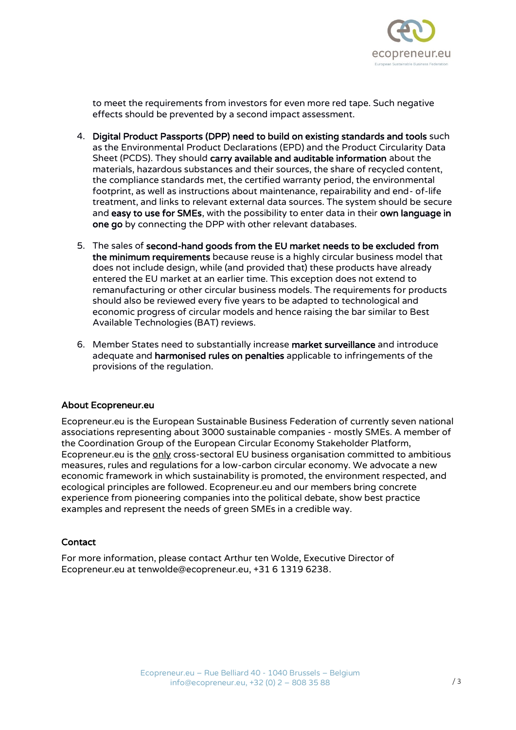to meet the requirements from investors for even more red tape. Such negative effects should be prevented by a second impact assessment.

4. **Digital Product Passports (DPP) need to build on existing standards and tools** such as the Environmental Product Declarations (EPD) and the Product Circularity Data Sheet (PCDS). They should **carry available and auditable information** about the materials, hazardous substances and their sources, the share of recycled content, the compliance standards met, the certified warranty period, the environmental footprint, as well as instructions about maintenance, repairability and end- of-life treatment, and links to relevant external data sources. The system should be secure and **easy to use for SMEs**, with the possibility to enter data in their **own language in one go** by connecting the DPP with other relevant databases.

5. The sales of **second-hand goods from the EU market needs to be excluded from the minimum requirements** because reuse is a highly circular business model that does not include design, while (and provided that) these products have already entered the EU market at an earlier time. This exception does not extend to remanufacturing or other circular business models. The requirements for products should also be reviewed every five years to be adapted to technological and economic progress of circular models and hence raising the bar similar to Best Available Technologies (BAT) reviews.

6. Member States need to substantially increase **market surveillance** and introduce adequate and **harmonised rules on penalties** applicable to infringements of the provisions of the regulation.

## About Ecopreneur.eu

Ecopreneur.eu is the European Sustainable Business Federation of currently seven national associations representing about 3000 sustainable companies - mostly SMEs. A member of the Coordination Group of the European Circular Economy Stakeholder Platform, Ecopreneur.eu is the only cross-sectoral EU business organisation committed to ambitious measures, rules and regulations for a low-carbon circular economy. We advocate a new economic framework in which sustainability is promoted, the environment respected, and ecological principles are followed. Ecopreneur.eu and our members bring concrete experience from pioneering companies into the political debate, show best practice examples and represent the needs of green SMEs in a credible way.

## Contact

For more information, please contact Arthur ten Wolde, Executive Director of Ecopreneur.eu at tenwolde@ecopreneur.eu, +31 6 1319 6238.